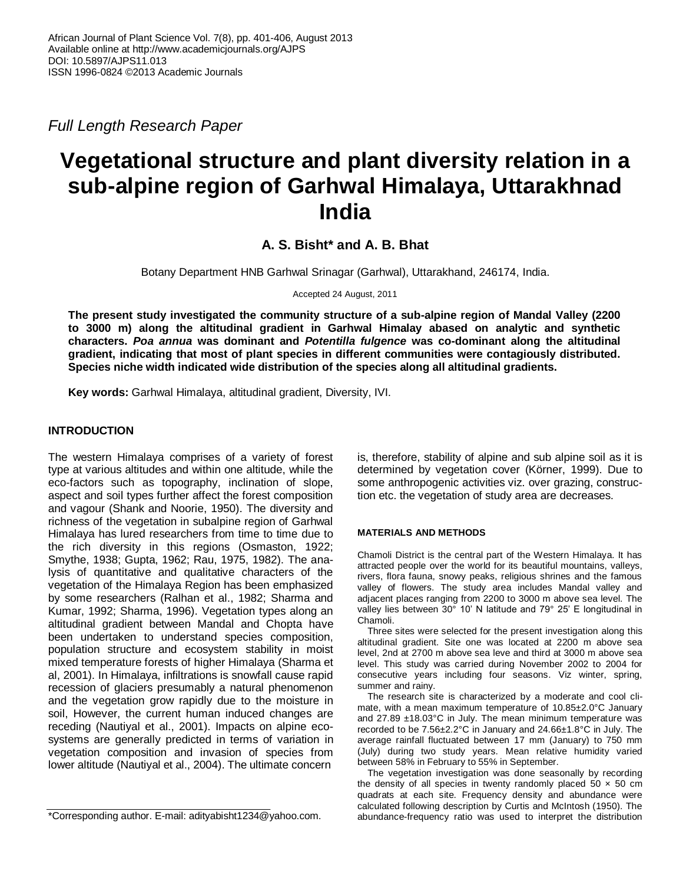African Journal of Plant Science Vol. 7(8), pp. 401-406, August 2013
Available online at http://www.academicjournals.org/AJPS
DOI: 10.5897/AJPS11.013
ISSN 1996-0824 ©2013 Academic Journals

*Full Length Research Paper*

# Vegetational structure and plant diversity relation in a sub-alpine region of Garhwal Himalaya, Uttarakhnad India

**A. S. Bisht\* and A. B. Bhat**

Botany Department HNB Garhwal Srinagar (Garhwal), Uttarakhand, 246174, India.

Accepted 24 August, 2011

**The present study investigated the community structure of a sub-alpine region of Mandal Valley (2200 to 3000 m) along the altitudinal gradient in Garhwal Himalay abased on analytic and synthetic characters. *Poa annua* was dominant and *Potentilla fulgence* was co-dominant along the altitudinal gradient, indicating that most of plant species in different communities were contagiously distributed. Species niche width indicated wide distribution of the species along all altitudinal gradients.**

**Key words:** Garhwal Himalaya, altitudinal gradient, Diversity, IVI.

## INTRODUCTION

The western Himalaya comprises of a variety of forest type at various altitudes and within one altitude, while the eco-factors such as topography, inclination of slope, aspect and soil types further affect the forest composition and vagour (Shank and Noorie, 1950). The diversity and richness of the vegetation in subalpine region of Garhwal Himalaya has lured researchers from time to time due to the rich diversity in this regions (Osmaston, 1922; Smythe, 1938; Gupta, 1962; Rau, 1975, 1982). The analysis of quantitative and qualitative characters of the vegetation of the Himalaya Region has been emphasized by some researchers (Ralhan et al., 1982; Sharma and Kumar, 1992; Sharma, 1996). Vegetation types along an altitudinal gradient between Mandal and Chopta have been undertaken to understand species composition, population structure and ecosystem stability in moist mixed temperature forests of higher Himalaya (Sharma et al, 2001). In Himalaya, infiltrations is snowfall cause rapid recession of glaciers presumably a natural phenomenon and the vegetation grow rapidly due to the moisture in soil, However, the current human induced changes are receding (Nautiyal et al., 2001). Impacts on alpine ecosystems are generally predicted in terms of variation in vegetation composition and invasion of species from lower altitude (Nautiyal et al., 2004). The ultimate concern is, therefore, stability of alpine and sub alpine soil as it is determined by vegetation cover (Körner, 1999). Due to some anthropogenic activities viz. over grazing, construction etc. the vegetation of study area are decreases.

### MATERIALS AND METHODS

Chamoli District is the central part of the Western Himalaya. It has attracted people over the world for its beautiful mountains, valleys, rivers, flora fauna, snowy peaks, religious shrines and the famous valley of flowers. The study area includes Mandal valley and adjacent places ranging from 2200 to 3000 m above sea level. The valley lies between 30° 10' N latitude and 79° 25' E longitudinal in Chamoli.

Three sites were selected for the present investigation along this altitudinal gradient. Site one was located at 2200 m above sea level, 2nd at 2700 m above sea leve and third at 3000 m above sea level. This study was carried during November 2002 to 2004 for consecutive years including four seasons. Viz winter, spring, summer and rainy.

The research site is characterized by a moderate and cool climate, with a mean maximum temperature of 10.85±2.0°C January and 27.89 ±18.03°C in July. The mean minimum temperature was recorded to be 7.56±2.2°C in January and 24.66±1.8°C in July. The average rainfall fluctuated between 17 mm (January) to 750 mm (July) during two study years. Mean relative humidity varied between 58% in February to 55% in September.

The vegetation investigation was done seasonally by recording the density of all species in twenty randomly placed 50 × 50 cm quadrats at each site. Frequency density and abundance were calculated following description by Curtis and McIntosh (1950). The abundance-frequency ratio was used to interpret the distribution

\*Corresponding author. E-mail: adityabisht1234@yahoo.com.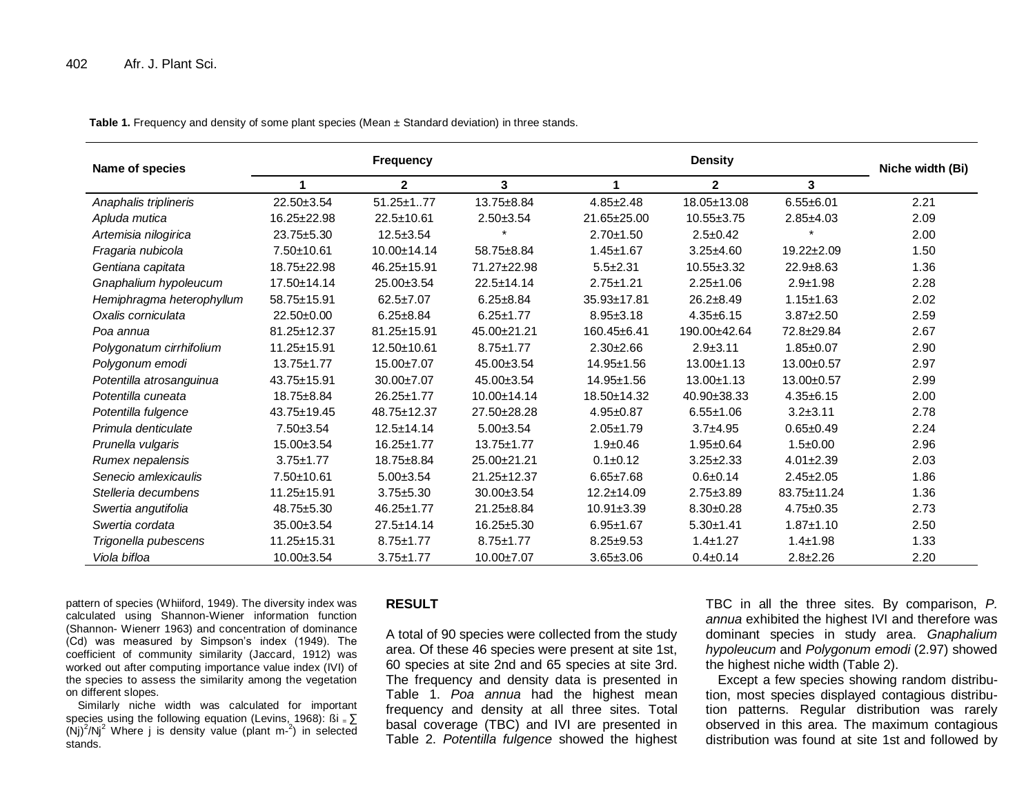**Table 1.** Frequency and density of some plant species (Mean ± Standard deviation) in three stands.

| Name of species | Frequency | | | Density | | | Niche width (Bi) |
|---|---|---|---|---|---|---|---|
| | 1 | 2 | 3 | 1 | 2 | 3 | |
| *Anaphalis triplineris* | 22.50±3.54 | 51.25±1..77 | 13.75±8.84 | 4.85±2.48 | 18.05±13.08 | 6.55±6.01 | 2.21 |
| *Apluda mutica* | 16.25±22.98 | 22.5±10.61 | 2.50±3.54 | 21.65±25.00 | 10.55±3.75 | 2.85±4.03 | 2.09 |
| *Artemisia nilogirica* | 23.75±5.30 | 12.5±3.54 | * | 2.70±1.50 | 2.5±0.42 | * | 2.00 |
| *Fragaria nubicola* | 7.50±10.61 | 10.00±14.14 | 58.75±8.84 | 1.45±1.67 | 3.25±4.60 | 19.22±2.09 | 1.50 |
| *Gentiana capitata* | 18.75±22.98 | 46.25±15.91 | 71.27±22.98 | 5.5±2.31 | 10.55±3.32 | 22.9±8.63 | 1.36 |
| *Gnaphalium hypoleucum* | 17.50±14.14 | 25.00±3.54 | 22.5±14.14 | 2.75±1.21 | 2.25±1.06 | 2.9±1.98 | 2.28 |
| *Hemiphragma heterophyllum* | 58.75±15.91 | 62.5±7.07 | 6.25±8.84 | 35.93±17.81 | 26.2±8.49 | 1.15±1.63 | 2.02 |
| *Oxalis corniculata* | 22.50±0.00 | 6.25±8.84 | 6.25±1.77 | 8.95±3.18 | 4.35±6.15 | 3.87±2.50 | 2.59 |
| *Poa annua* | 81.25±12.37 | 81.25±15.91 | 45.00±21.21 | 160.45±6.41 | 190.00±42.64 | 72.8±29.84 | 2.67 |
| *Polygonatum cirrhifolium* | 11.25±15.91 | 12.50±10.61 | 8.75±1.77 | 2.30±2.66 | 2.9±3.11 | 1.85±0.07 | 2.90 |
| *Polygonum emodi* | 13.75±1.77 | 15.00±7.07 | 45.00±3.54 | 14.95±1.56 | 13.00±1.13 | 13.00±0.57 | 2.97 |
| *Potentilla atrosanguinua* | 43.75±15.91 | 30.00±7.07 | 45.00±3.54 | 14.95±1.56 | 13.00±1.13 | 13.00±0.57 | 2.99 |
| *Potentilla cuneata* | 18.75±8.84 | 26.25±1.77 | 10.00±14.14 | 18.50±14.32 | 40.90±38.33 | 4.35±6.15 | 2.00 |
| *Potentilla fulgence* | 43.75±19.45 | 48.75±12.37 | 27.50±28.28 | 4.95±0.87 | 6.55±1.06 | 3.2±3.11 | 2.78 |
| *Primula denticulate* | 7.50±3.54 | 12.5±14.14 | 5.00±3.54 | 2.05±1.79 | 3.7±4.95 | 0.65±0.49 | 2.24 |
| *Prunella vulgaris* | 15.00±3.54 | 16.25±1.77 | 13.75±1.77 | 1.9±0.46 | 1.95±0.64 | 1.5±0.00 | 2.96 |
| *Rumex nepalensis* | 3.75±1.77 | 18.75±8.84 | 25.00±21.21 | 0.1±0.12 | 3.25±2.33 | 4.01±2.39 | 2.03 |
| *Senecio amlexicaulis* | 7.50±10.61 | 5.00±3.54 | 21.25±12.37 | 6.65±7.68 | 0.6±0.14 | 2.45±2.05 | 1.86 |
| *Stelleria decumbens* | 11.25±15.91 | 3.75±5.30 | 30.00±3.54 | 12.2±14.09 | 2.75±3.89 | 83.75±11.24 | 1.36 |
| *Swertia angutifolia* | 48.75±5.30 | 46.25±1.77 | 21.25±8.84 | 10.91±3.39 | 8.30±0.28 | 4.75±0.35 | 2.73 |
| *Swertia cordata* | 35.00±3.54 | 27.5±14.14 | 16.25±5.30 | 6.95±1.67 | 5.30±1.41 | 1.87±1.10 | 2.50 |
| *Trigonella pubescens* | 11.25±15.31 | 8.75±1.77 | 8.75±1.77 | 8.25±9.53 | 1.4±1.27 | 1.4±1.98 | 1.33 |
| *Viola bifloa* | 10.00±3.54 | 3.75±1.77 | 10.00±7.07 | 3.65±3.06 | 0.4±0.14 | 2.8±2.26 | 2.20 |

pattern of species (Whiiford, 1949). The diversity index was calculated using Shannon-Wiener information function (Shannon- Wienerr 1963) and concentration of dominance (Cd) was measured by Simpson's index (1949). The coefficient of community similarity (Jaccard, 1912) was worked out after computing importance value index (IVI) of the species to assess the similarity among the vegetation on different slopes.

Similarly niche width was calculated for important species using the following equation (Levins, 1968): $ßi = \sum (Nj)^2/Nj^2$ Where j is density value (plant $m^{-2}$) in selected stands.

## RESULT

A total of 90 species were collected from the study area. Of these 46 species were present at site 1st, 60 species at site 2nd and 65 species at site 3rd. The frequency and density data is presented in Table 1. *Poa annua* had the highest mean frequency and density at all three sites. Total basal coverage (TBC) and IVI are presented in Table 2. *Potentilla fulgence* showed the highest TBC in all the three sites. By comparison, *P. annua* exhibited the highest IVI and therefore was dominant species in study area. *Gnaphalium hypoleucum* and *Polygonum emodi* (2.97) showed the highest niche width (Table 2).

Except a few species showing random distribution, most species displayed contagious distribution patterns. Regular distribution was rarely observed in this area. The maximum contagious distribution was found at site 1st and followed by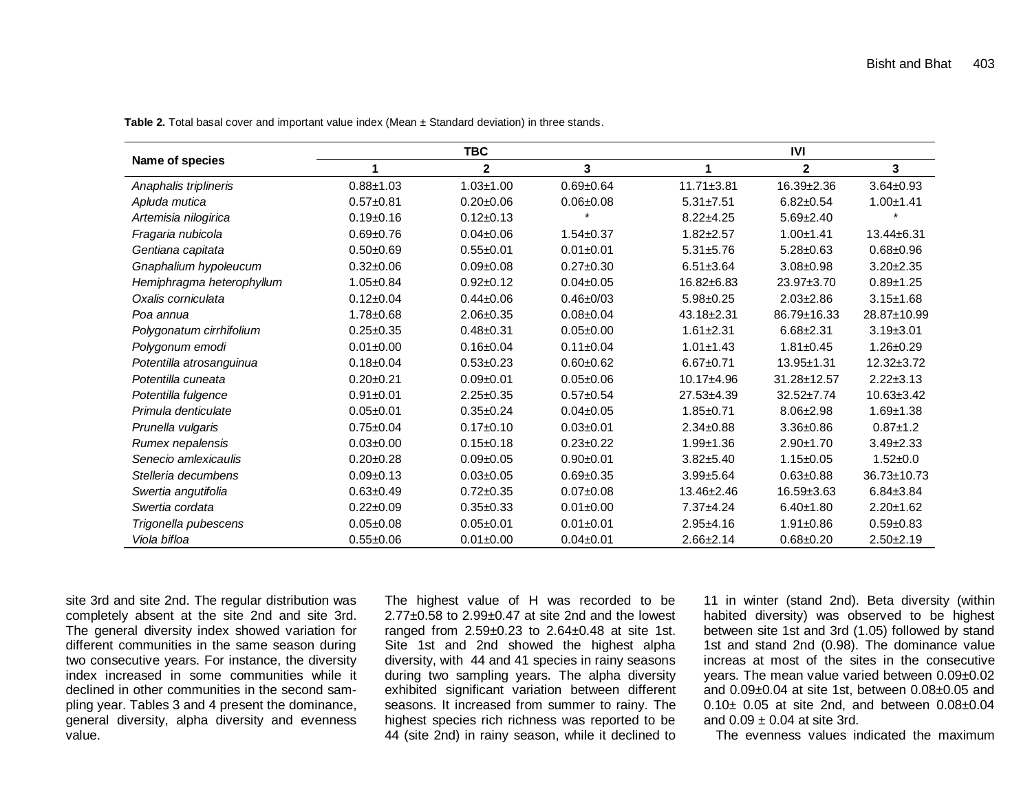**Table 2.** Total basal cover and important value index (Mean ± Standard deviation) in three stands.

| Name of species | TBC | | | IVI | | |
|---|---|---|---|---|---|---|
| | 1 | 2 | 3 | 1 | 2 | 3 |
| *Anaphalis triplineris* | 0.88±1.03 | 1.03±1.00 | 0.69±0.64 | 11.71±3.81 | 16.39±2.36 | 3.64±0.93 |
| *Apluda mutica* | 0.57±0.81 | 0.20±0.06 | 0.06±0.08 | 5.31±7.51 | 6.82±0.54 | 1.00±1.41 |
| *Artemisia nilogirica* | 0.19±0.16 | 0.12±0.13 | * | 8.22±4.25 | 5.69±2.40 | * |
| *Fragaria nubicola* | 0.69±0.76 | 0.04±0.06 | 1.54±0.37 | 1.82±2.57 | 1.00±1.41 | 13.44±6.31 |
| *Gentiana capitata* | 0.50±0.69 | 0.55±0.01 | 0.01±0.01 | 5.31±5.76 | 5.28±0.63 | 0.68±0.96 |
| *Gnaphalium hypoleucum* | 0.32±0.06 | 0.09±0.08 | 0.27±0.30 | 6.51±3.64 | 3.08±0.98 | 3.20±2.35 |
| *Hemiphragma heterophyllum* | 1.05±0.84 | 0.92±0.12 | 0.04±0.05 | 16.82±6.83 | 23.97±3.70 | 0.89±1.25 |
| *Oxalis corniculata* | 0.12±0.04 | 0.44±0.06 | 0.46±0/03 | 5.98±0.25 | 2.03±2.86 | 3.15±1.68 |
| *Poa annua* | 1.78±0.68 | 2.06±0.35 | 0.08±0.04 | 43.18±2.31 | 86.79±16.33 | 28.87±10.99 |
| *Polygonatum cirrhifolium* | 0.25±0.35 | 0.48±0.31 | 0.05±0.00 | 1.61±2.31 | 6.68±2.31 | 3.19±3.01 |
| *Polygonum emodi* | 0.01±0.00 | 0.16±0.04 | 0.11±0.04 | 1.01±1.43 | 1.81±0.45 | 1.26±0.29 |
| *Potentilla atrosanguinua* | 0.18±0.04 | 0.53±0.23 | 0.60±0.62 | 6.67±0.71 | 13.95±1.31 | 12.32±3.72 |
| *Potentilla cuneata* | 0.20±0.21 | 0.09±0.01 | 0.05±0.06 | 10.17±4.96 | 31.28±12.57 | 2.22±3.13 |
| *Potentilla fulgence* | 0.91±0.01 | 2.25±0.35 | 0.57±0.54 | 27.53±4.39 | 32.52±7.74 | 10.63±3.42 |
| *Primula denticulate* | 0.05±0.01 | 0.35±0.24 | 0.04±0.05 | 1.85±0.71 | 8.06±2.98 | 1.69±1.38 |
| *Prunella vulgaris* | 0.75±0.04 | 0.17±0.10 | 0.03±0.01 | 2.34±0.88 | 3.36±0.86 | 0.87±1.2 |
| *Rumex nepalensis* | 0.03±0.00 | 0.15±0.18 | 0.23±0.22 | 1.99±1.36 | 2.90±1.70 | 3.49±2.33 |
| *Senecio amlexicaulis* | 0.20±0.28 | 0.09±0.05 | 0.90±0.01 | 3.82±5.40 | 1.15±0.05 | 1.52±0.0 |
| *Stelleria decumbens* | 0.09±0.13 | 0.03±0.05 | 0.69±0.35 | 3.99±5.64 | 0.63±0.88 | 36.73±10.73 |
| *Swertia angutifolia* | 0.63±0.49 | 0.72±0.35 | 0.07±0.08 | 13.46±2.46 | 16.59±3.63 | 6.84±3.84 |
| *Swertia cordata* | 0.22±0.09 | 0.35±0.33 | 0.01±0.00 | 7.37±4.24 | 6.40±1.80 | 2.20±1.62 |
| *Trigonella pubescens* | 0.05±0.08 | 0.05±0.01 | 0.01±0.01 | 2.95±4.16 | 1.91±0.86 | 0.59±0.83 |
| *Viola bifloa* | 0.55±0.06 | 0.01±0.00 | 0.04±0.01 | 2.66±2.14 | 0.68±0.20 | 2.50±2.19 |

site 3rd and site 2nd. The regular distribution was completely absent at the site 2nd and site 3rd. The general diversity index showed variation for different communities in the same season during two consecutive years. For instance, the diversity index increased in some communities while it declined in other communities in the second sampling year. Tables 3 and 4 present the dominance, general diversity, alpha diversity and evenness value.

The highest value of H was recorded to be 2.77±0.58 to 2.99±0.47 at site 2nd and the lowest ranged from 2.59±0.23 to 2.64±0.48 at site 1st. Site 1st and 2nd showed the highest alpha diversity, with 44 and 41 species in rainy seasons during two sampling years. The alpha diversity exhibited significant variation between different seasons. It increased from summer to rainy. The highest species rich richness was reported to be 44 (site 2nd) in rainy season, while it declined to 11 in winter (stand 2nd). Beta diversity (within habited diversity) was observed to be highest between site 1st and 3rd (1.05) followed by stand 1st and stand 2nd (0.98). The dominance value increas at most of the sites in the consecutive years. The mean value varied between 0.09±0.02 and 0.09±0.04 at site 1st, between 0.08±0.05 and 0.10± 0.05 at site 2nd, and between 0.08±0.04 and 0.09 ± 0.04 at site 3rd.

The evenness values indicated the maximum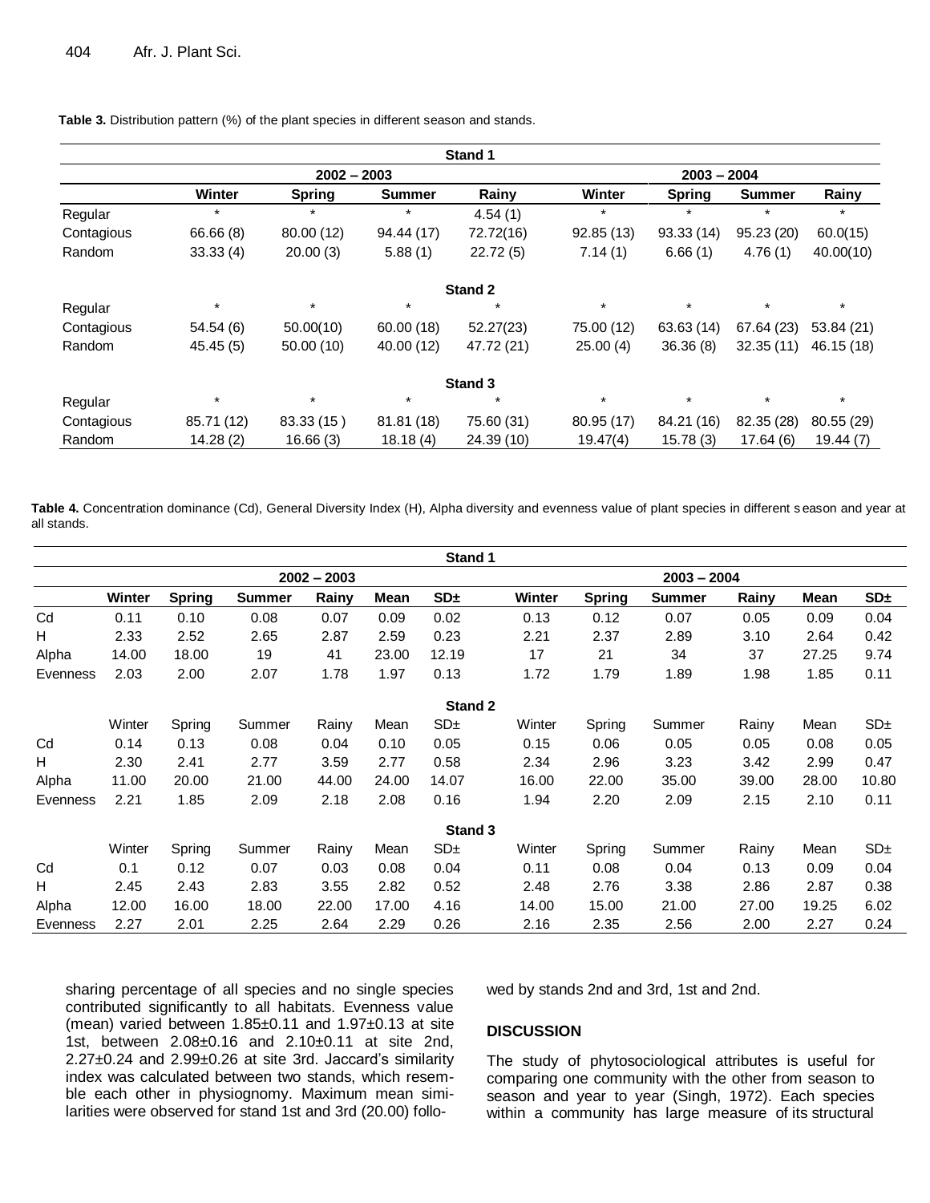**Table 3.** Distribution pattern (%) of the plant species in different season and stands.

| | Stand 1 | | | | | | | |
|---|---|---|---|---|---|---|---|---|
| | 2002 – 2003 | | | | 2003 – 2004 | | | |
| | **Winter** | **Spring** | **Summer** | **Rainy** | **Winter** | **Spring** | **Summer** | **Rainy** |
| Regular | * | * | * | 4.54 (1) | * | * | * | * |
| Contagious | 66.66 (8) | 80.00 (12) | 94.44 (17) | 72.72(16) | 92.85 (13) | 93.33 (14) | 95.23 (20) | 60.0(15) |
| Random | 33.33 (4) | 20.00 (3) | 5.88 (1) | 22.72 (5) | 7.14 (1) | 6.66 (1) | 4.76 (1) | 40.00(10) |
| | | | | **Stand 2** | | | | |
| Regular | * | * | * | * | * | * | * | * |
| Contagious | 54.54 (6) | 50.00(10) | 60.00 (18) | 52.27(23) | 75.00 (12) | 63.63 (14) | 67.64 (23) | 53.84 (21) |
| Random | 45.45 (5) | 50.00 (10) | 40.00 (12) | 47.72 (21) | 25.00 (4) | 36.36 (8) | 32.35 (11) | 46.15 (18) |
| | | | | **Stand 3** | | | | |
| Regular | * | * | * | * | * | * | * | * |
| Contagious | 85.71 (12) | 83.33 (15 ) | 81.81 (18) | 75.60 (31) | 80.95 (17) | 84.21 (16) | 82.35 (28) | 80.55 (29) |
| Random | 14.28 (2) | 16.66 (3) | 18.18 (4) | 24.39 (10) | 19.47(4) | 15.78 (3) | 17.64 (6) | 19.44 (7) |

**Table 4.** Concentration dominance (Cd), General Diversity Index (H), Alpha diversity and evenness value of plant species in different season and year at all stands.

| | Stand 1 | | | | | | | | | | | |
|---|---|---|---|---|---|---|---|---|---|---|---|---|
| | 2002 – 2003 | | | | | | 2003 – 2004 | | | | | |
| | **Winter** | **Spring** | **Summer** | **Rainy** | **Mean** | **SD±** | **Winter** | **Spring** | **Summer** | **Rainy** | **Mean** | **SD±** |
| Cd | 0.11 | 0.10 | 0.08 | 0.07 | 0.09 | 0.02 | 0.13 | 0.12 | 0.07 | 0.05 | 0.09 | 0.04 |
| H | 2.33 | 2.52 | 2.65 | 2.87 | 2.59 | 0.23 | 2.21 | 2.37 | 2.89 | 3.10 | 2.64 | 0.42 |
| Alpha | 14.00 | 18.00 | 19 | 41 | 23.00 | 12.19 | 17 | 21 | 34 | 37 | 27.25 | 9.74 |
| Evenness | 2.03 | 2.00 | 2.07 | 1.78 | 1.97 | 0.13 | 1.72 | 1.79 | 1.89 | 1.98 | 1.85 | 0.11 |
| | | | | | | **Stand 2** | | | | | | |
| | Winter | Spring | Summer | Rainy | Mean | SD± | Winter | Spring | Summer | Rainy | Mean | SD± |
| Cd | 0.14 | 0.13 | 0.08 | 0.04 | 0.10 | 0.05 | 0.15 | 0.06 | 0.05 | 0.05 | 0.08 | 0.05 |
| H | 2.30 | 2.41 | 2.77 | 3.59 | 2.77 | 0.58 | 2.34 | 2.96 | 3.23 | 3.42 | 2.99 | 0.47 |
| Alpha | 11.00 | 20.00 | 21.00 | 44.00 | 24.00 | 14.07 | 16.00 | 22.00 | 35.00 | 39.00 | 28.00 | 10.80 |
| Evenness | 2.21 | 1.85 | 2.09 | 2.18 | 2.08 | 0.16 | 1.94 | 2.20 | 2.09 | 2.15 | 2.10 | 0.11 |
| | | | | | | **Stand 3** | | | | | | |
| | Winter | Spring | Summer | Rainy | Mean | SD± | Winter | Spring | Summer | Rainy | Mean | SD± |
| Cd | 0.1 | 0.12 | 0.07 | 0.03 | 0.08 | 0.04 | 0.11 | 0.08 | 0.04 | 0.13 | 0.09 | 0.04 |
| H | 2.45 | 2.43 | 2.83 | 3.55 | 2.82 | 0.52 | 2.48 | 2.76 | 3.38 | 2.86 | 2.87 | 0.38 |
| Alpha | 12.00 | 16.00 | 18.00 | 22.00 | 17.00 | 4.16 | 14.00 | 15.00 | 21.00 | 27.00 | 19.25 | 6.02 |
| Evenness | 2.27 | 2.01 | 2.25 | 2.64 | 2.29 | 0.26 | 2.16 | 2.35 | 2.56 | 2.00 | 2.27 | 0.24 |

sharing percentage of all species and no single species contributed significantly to all habitats. Evenness value (mean) varied between 1.85±0.11 and 1.97±0.13 at site 1st, between 2.08±0.16 and 2.10±0.11 at site 2nd, 2.27±0.24 and 2.99±0.26 at site 3rd. Jaccard's similarity index was calculated between two stands, which resemble each other in physiognomy. Maximum mean similarities were observed for stand 1st and 3rd (20.00) followed by stands 2nd and 3rd, 1st and 2nd.

## DISCUSSION

The study of phytosociological attributes is useful for comparing one community with the other from season to season and year to year (Singh, 1972). Each species within a community has large measure of its structural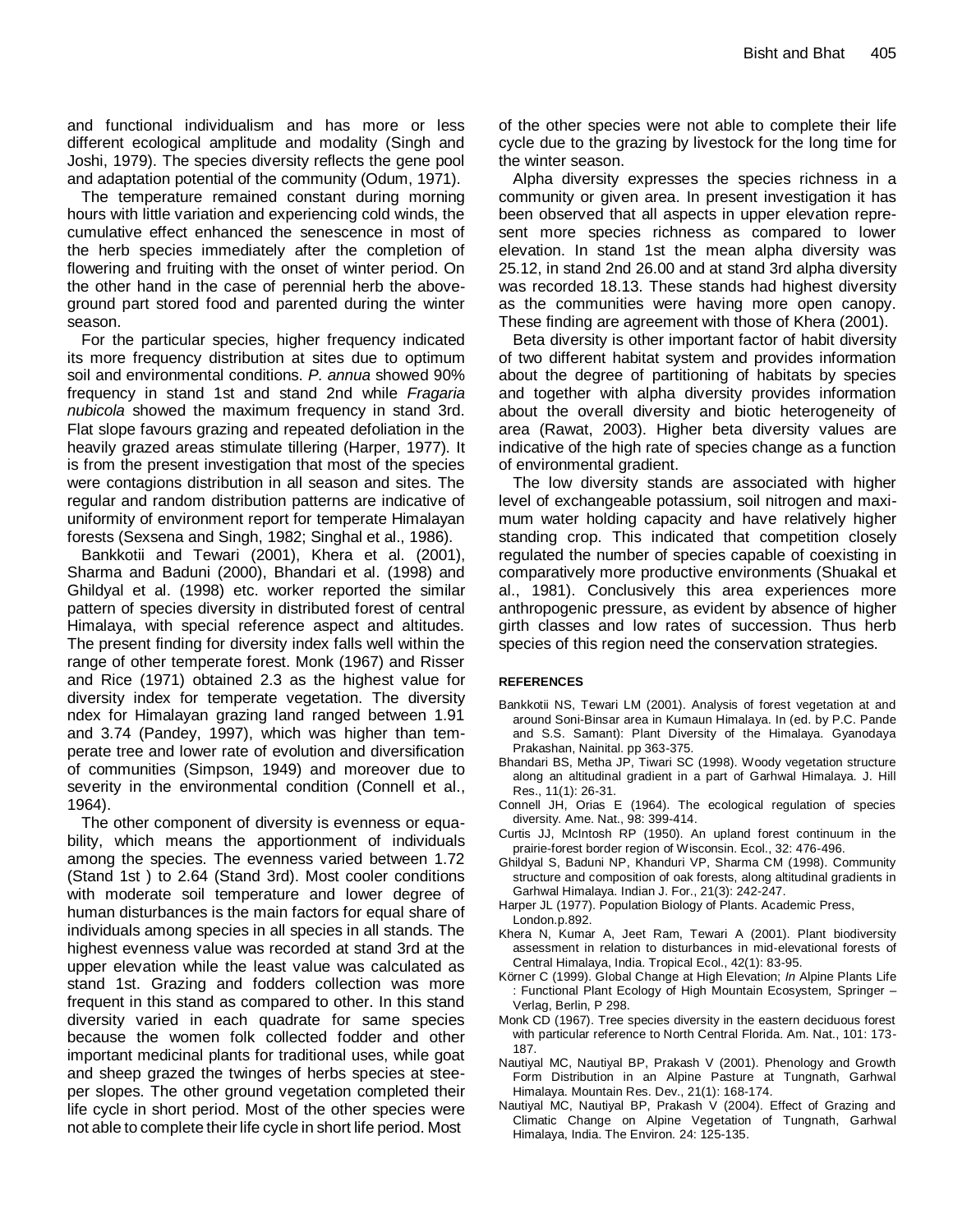and functional individualism and has more or less different ecological amplitude and modality (Singh and Joshi, 1979). The species diversity reflects the gene pool and adaptation potential of the community (Odum, 1971).

The temperature remained constant during morning hours with little variation and experiencing cold winds, the cumulative effect enhanced the senescence in most of the herb species immediately after the completion of flowering and fruiting with the onset of winter period. On the other hand in the case of perennial herb the above-ground part stored food and parented during the winter season.

For the particular species, higher frequency indicated its more frequency distribution at sites due to optimum soil and environmental conditions. *P. annua* showed 90% frequency in stand 1st and stand 2nd while *Fragaria nubicola* showed the maximum frequency in stand 3rd. Flat slope favours grazing and repeated defoliation in the heavily grazed areas stimulate tillering (Harper, 1977). It is from the present investigation that most of the species were contagions distribution in all season and sites. The regular and random distribution patterns are indicative of uniformity of environment report for temperate Himalayan forests (Sexsena and Singh, 1982; Singhal et al., 1986).

Bankkotii and Tewari (2001), Khera et al. (2001), Sharma and Baduni (2000), Bhandari et al. (1998) and Ghildyal et al. (1998) etc. worker reported the similar pattern of species diversity in distributed forest of central Himalaya, with special reference aspect and altitudes. The present finding for diversity index falls well within the range of other temperate forest. Monk (1967) and Risser and Rice (1971) obtained 2.3 as the highest value for diversity index for temperate vegetation. The diversity ndex for Himalayan grazing land ranged between 1.91 and 3.74 (Pandey, 1997), which was higher than temperate tree and lower rate of evolution and diversification of communities (Simpson, 1949) and moreover due to severity in the environmental condition (Connell et al., 1964).

The other component of diversity is evenness or equability, which means the apportionment of individuals among the species. The evenness varied between 1.72 (Stand 1st ) to 2.64 (Stand 3rd). Most cooler conditions with moderate soil temperature and lower degree of human disturbances is the main factors for equal share of individuals among species in all species in all stands. The highest evenness value was recorded at stand 3rd at the upper elevation while the least value was calculated as stand 1st. Grazing and fodders collection was more frequent in this stand as compared to other. In this stand diversity varied in each quadrate for same species because the women folk collected fodder and other important medicinal plants for traditional uses, while goat and sheep grazed the twinges of herbs species at steeper slopes. The other ground vegetation completed their life cycle in short period. Most of the other species were not able to complete their life cycle in short life period. Most of the other species were not able to complete their life cycle due to the grazing by livestock for the long time for the winter season.

Alpha diversity expresses the species richness in a community or given area. In present investigation it has been observed that all aspects in upper elevation represent more species richness as compared to lower elevation. In stand 1st the mean alpha diversity was 25.12, in stand 2nd 26.00 and at stand 3rd alpha diversity was recorded 18.13. These stands had highest diversity as the communities were having more open canopy. These finding are agreement with those of Khera (2001).

Beta diversity is other important factor of habit diversity of two different habitat system and provides information about the degree of partitioning of habitats by species and together with alpha diversity provides information about the overall diversity and biotic heterogeneity of area (Rawat, 2003). Higher beta diversity values are indicative of the high rate of species change as a function of environmental gradient.

The low diversity stands are associated with higher level of exchangeable potassium, soil nitrogen and maximum water holding capacity and have relatively higher standing crop. This indicated that competition closely regulated the number of species capable of coexisting in comparatively more productive environments (Shuakal et al., 1981). Conclusively this area experiences more anthropogenic pressure, as evident by absence of higher girth classes and low rates of succession. Thus herb species of this region need the conservation strategies.

## REFERENCES

Bankkotii NS, Tewari LM (2001). Analysis of forest vegetation at and around Soni-Binsar area in Kumaun Himalaya. In (ed. by P.C. Pande and S.S. Samant): Plant Diversity of the Himalaya. Gyanodaya Prakashan, Nainital. pp 363-375.

Bhandari BS, Metha JP, Tiwari SC (1998). Woody vegetation structure along an altitudinal gradient in a part of Garhwal Himalaya. J. Hill Res., 11(1): 26-31.

Connell JH, Orias E (1964). The ecological regulation of species diversity. Ame. Nat., 98: 399-414.

Curtis JJ, McIntosh RP (1950). An upland forest continuum in the prairie-forest border region of Wisconsin. Ecol., 32: 476-496.

Ghildyal S, Baduni NP, Khanduri VP, Sharma CM (1998). Community structure and composition of oak forests, along altitudinal gradients in Garhwal Himalaya. Indian J. For., 21(3): 242-247.

Harper JL (1977). Population Biology of Plants. Academic Press, London.p.892.

Khera N, Kumar A, Jeet Ram, Tewari A (2001). Plant biodiversity assessment in relation to disturbances in mid-elevational forests of Central Himalaya, India. Tropical Ecol., 42(1): 83-95.

Körner C (1999). Global Change at High Elevation; *In* Alpine Plants Life : Functional Plant Ecology of High Mountain Ecosystem, Springer – Verlag, Berlin, P 298.

Monk CD (1967). Tree species diversity in the eastern deciduous forest with particular reference to North Central Florida. Am. Nat., 101: 173-187.

Nautiyal MC, Nautiyal BP, Prakash V (2001). Phenology and Growth Form Distribution in an Alpine Pasture at Tungnath, Garhwal Himalaya. Mountain Res. Dev., 21(1): 168-174.

Nautiyal MC, Nautiyal BP, Prakash V (2004). Effect of Grazing and Climatic Change on Alpine Vegetation of Tungnath, Garhwal Himalaya, India. The Environ. 24: 125-135.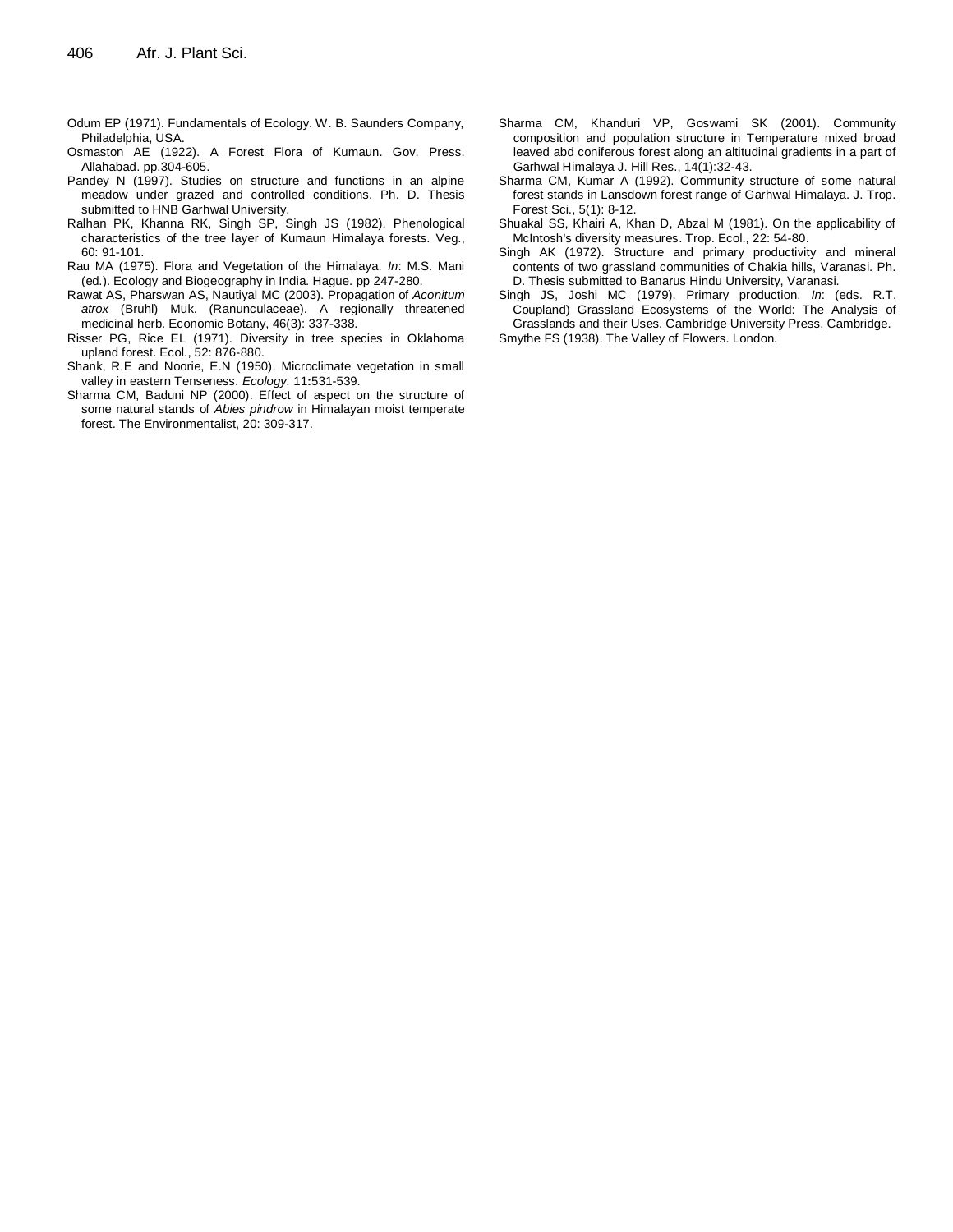Odum EP (1971). Fundamentals of Ecology. W. B. Saunders Company, Philadelphia, USA.

Osmaston AE (1922). A Forest Flora of Kumaun. Gov. Press. Allahabad. pp.304-605.

Pandey N (1997). Studies on structure and functions in an alpine meadow under grazed and controlled conditions. Ph. D. Thesis submitted to HNB Garhwal University.

Ralhan PK, Khanna RK, Singh SP, Singh JS (1982). Phenological characteristics of the tree layer of Kumaun Himalaya forests. Veg., 60: 91-101.

Rau MA (1975). Flora and Vegetation of the Himalaya. *In*: M.S. Mani (ed.). Ecology and Biogeography in India. Hague. pp 247-280.

Rawat AS, Pharswan AS, Nautiyal MC (2003). Propagation of *Aconitum atrox* (Bruhl) Muk. (Ranunculaceae). A regionally threatened medicinal herb. Economic Botany, 46(3): 337-338.

Risser PG, Rice EL (1971). Diversity in tree species in Oklahoma upland forest. Ecol., 52: 876-880.

Shank, R.E and Noorie, E.N (1950). Microclimate vegetation in small valley in eastern Tenseness. *Ecology.* 11**:**531-539.

Sharma CM, Baduni NP (2000). Effect of aspect on the structure of some natural stands of *Abies pindrow* in Himalayan moist temperate forest. The Environmentalist, 20: 309-317.

Sharma CM, Khanduri VP, Goswami SK (2001). Community composition and population structure in Temperature mixed broad leaved abd coniferous forest along an altitudinal gradients in a part of Garhwal Himalaya J. Hill Res., 14(1):32-43.

Sharma CM, Kumar A (1992). Community structure of some natural forest stands in Lansdown forest range of Garhwal Himalaya. J. Trop. Forest Sci., 5(1): 8-12.

Shuakal SS, Khairi A, Khan D, Abzal M (1981). On the applicability of McIntosh's diversity measures. Trop. Ecol., 22: 54-80.

Singh AK (1972). Structure and primary productivity and mineral contents of two grassland communities of Chakia hills, Varanasi. Ph. D. Thesis submitted to Banarus Hindu University, Varanasi.

Singh JS, Joshi MC (1979). Primary production. *In*: (eds. R.T. Coupland) Grassland Ecosystems of the World: The Analysis of Grasslands and their Uses. Cambridge University Press, Cambridge.

Smythe FS (1938). The Valley of Flowers. London.